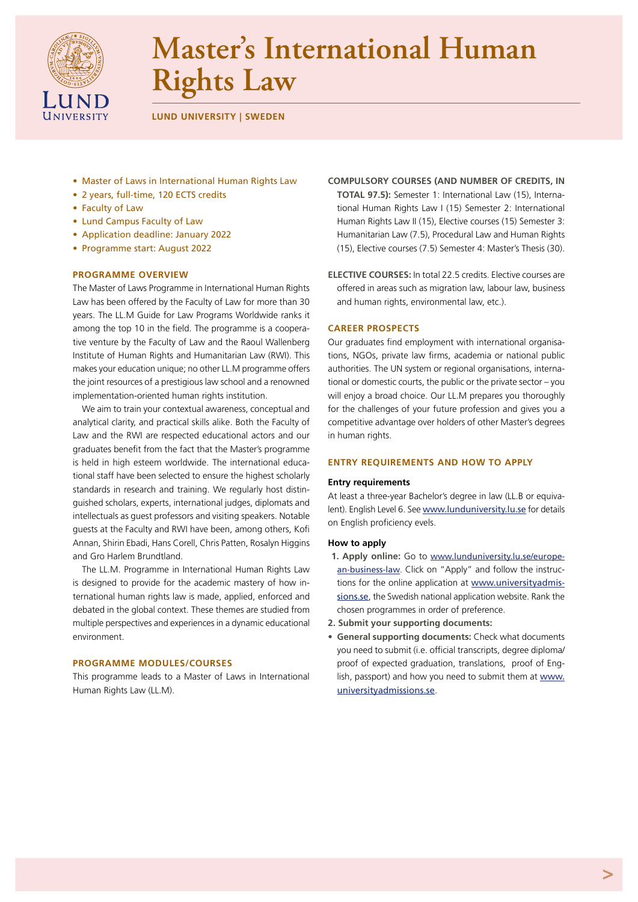# Master's International Human Rights Law

**LUND UNIVERSITY | SWEDEN**

- Master of Laws in International Human Rights Law
- 2 years, full-time, 120 ECTS credits
- Faculty of Law
- Lund Campus Faculty of Law
- Application deadline: January 2022
- Programme start: August 2022

## PROGRAMME OVERVIEW

The Master of Laws Programme in International Human Rights Law has been offered by the Faculty of Law for more than 30 years. The LL.M Guide for Law Programs Worldwide ranks it among the top 10 in the field. The programme is a cooperative venture by the Faculty of Law and the Raoul Wallenberg Institute of Human Rights and Humanitarian Law (RWI). This makes your education unique; no other LL.M programme offers the joint resources of a prestigious law school and a renowned implementation-oriented human rights institution.

We aim to train your contextual awareness, conceptual and analytical clarity, and practical skills alike. Both the Faculty of Law and the RWI are respected educational actors and our graduates benefit from the fact that the Master's programme is held in high esteem worldwide. The international educational staff have been selected to ensure the highest scholarly standards in research and training. We regularly host distinguished scholars, experts, international judges, diplomats and intellectuals as guest professors and visiting speakers. Notable guests at the Faculty and RWI have been, among others, Kofi Annan, Shirin Ebadi, Hans Corell, Chris Patten, Rosalyn Higgins and Gro Harlem Brundtland.

The LL.M. Programme in International Human Rights Law is designed to provide for the academic mastery of how international human rights law is made, applied, enforced and debated in the global context. These themes are studied from multiple perspectives and experiences in a dynamic educational environment.

## PROGRAMME MODULES/COURSES

This programme leads to a Master of Laws in International Human Rights Law (LL.M).

**COMPULSORY COURSES (AND NUMBER OF CREDITS, IN TOTAL 97.5):** Semester 1: International Law (15), International Human Rights Law I (15) Semester 2: International Human Rights Law II (15), Elective courses (15) Semester 3: Humanitarian Law (7.5), Procedural Law and Human Rights (15), Elective courses (7.5) Semester 4: Master's Thesis (30).

**ELECTIVE COURSES:** In total 22.5 credits. Elective courses are offered in areas such as migration law, labour law, business and human rights, environmental law, etc.).

## CAREER PROSPECTS

Our graduates find employment with international organisations, NGOs, private law firms, academia or national public authorities. The UN system or regional organisations, international or domestic courts, the public or the private sector – you will enjoy a broad choice. Our LL.M prepares you thoroughly for the challenges of your future profession and gives you a competitive advantage over holders of other Master's degrees in human rights.

## ENTRY REQUIREMENTS AND HOW TO APPLY

### Entry requirements

At least a three-year Bachelor's degree in law (LL.B or equivalent). English Level 6. See www.lunduniversity.lu.se for details on English proficiency evels.

### How to apply

1. **Apply online:** Go to www.lunduniversity.lu.se/european-business-law. Click on "Apply" and follow the instructions for the online application at www.universityadmissions.se, the Swedish national application website. Rank the chosen programmes in order of preference.
2. **Submit your supporting documents:**

- **General supporting documents:** Check what documents you need to submit (i.e. official transcripts, degree diploma/ proof of expected graduation, translations, proof of English, passport) and how you need to submit them at www.universityadmissions.se.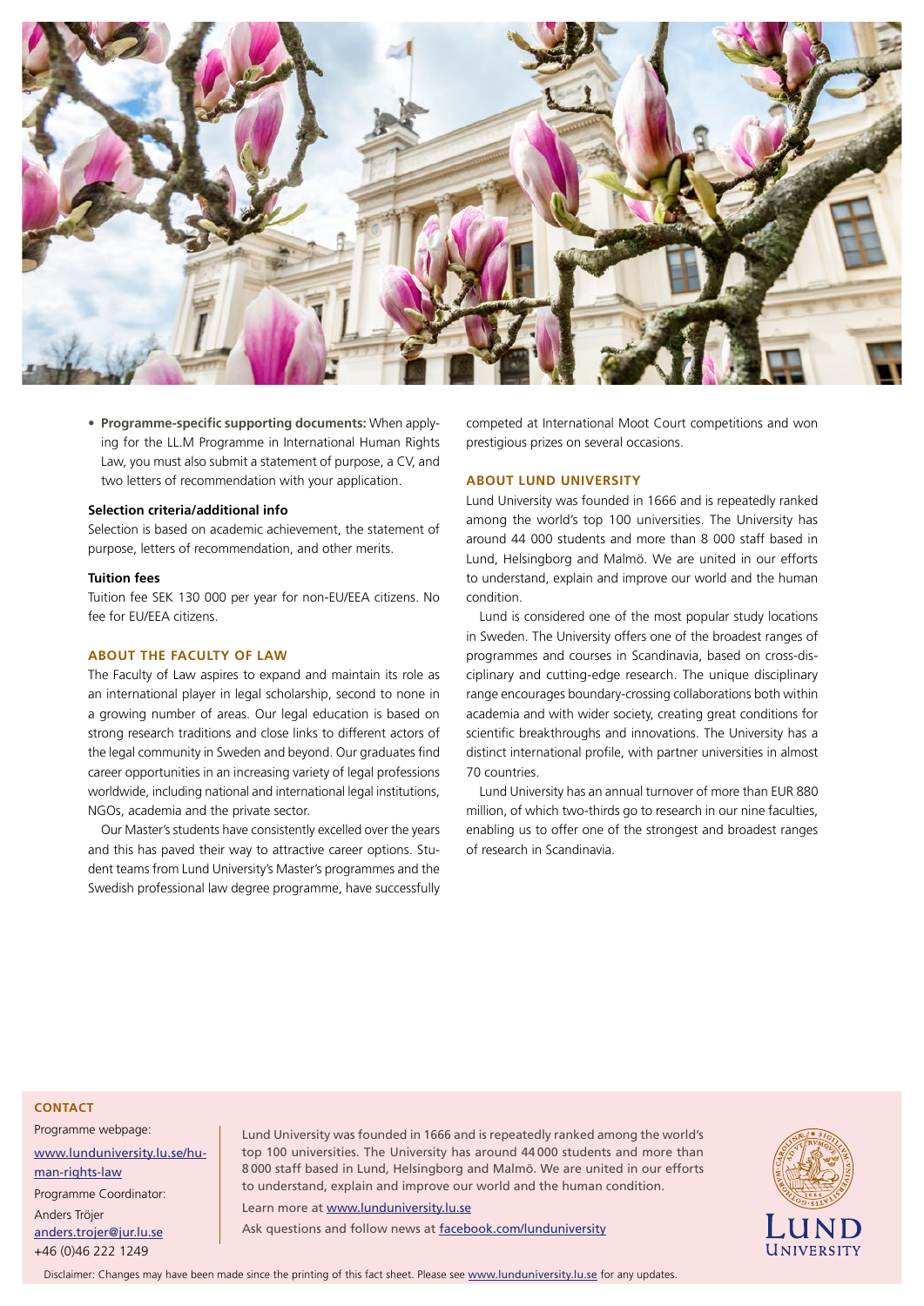- **Programme-specific supporting documents:** When applying for the LL.M Programme in International Human Rights Law, you must also submit a statement of purpose, a CV, and two letters of recommendation with your application.

**Selection criteria/additional info**

Selection is based on academic achievement, the statement of purpose, letters of recommendation, and other merits.

**Tuition fees**

Tuition fee SEK 130 000 per year for non-EU/EEA citizens. No fee for EU/EEA citizens.

## ABOUT THE FACULTY OF LAW

The Faculty of Law aspires to expand and maintain its role as an international player in legal scholarship, second to none in a growing number of areas. Our legal education is based on strong research traditions and close links to different actors of the legal community in Sweden and beyond. Our graduates find career opportunities in an increasing variety of legal professions worldwide, including national and international legal institutions, NGOs, academia and the private sector.

Our Master's students have consistently excelled over the years and this has paved their way to attractive career options. Student teams from Lund University's Master's programmes and the Swedish professional law degree programme, have successfully competed at International Moot Court competitions and won prestigious prizes on several occasions.

## ABOUT LUND UNIVERSITY

Lund University was founded in 1666 and is repeatedly ranked among the world's top 100 universities. The University has around 44 000 students and more than 8 000 staff based in Lund, Helsingborg and Malmö. We are united in our efforts to understand, explain and improve our world and the human condition.

Lund is considered one of the most popular study locations in Sweden. The University offers one of the broadest ranges of programmes and courses in Scandinavia, based on cross-disciplinary and cutting-edge research. The unique disciplinary range encourages boundary-crossing collaborations both within academia and with wider society, creating great conditions for scientific breakthroughs and innovations. The University has a distinct international profile, with partner universities in almost 70 countries.

Lund University has an annual turnover of more than EUR 880 million, of which two-thirds go to research in our nine faculties, enabling us to offer one of the strongest and broadest ranges of research in Scandinavia.

**CONTACT**

Programme webpage:
www.lunduniversity.lu.se/human-rights-law

Programme Coordinator:
Anders Tröjer
anders.trojer@jur.lu.se
+46 (0)46 222 1249

Lund University was founded in 1666 and is repeatedly ranked among the world's top 100 universities. The University has around 44 000 students and more than 8 000 staff based in Lund, Helsingborg and Malmö. We are united in our efforts to understand, explain and improve our world and the human condition.

Learn more at www.lunduniversity.lu.se

Ask questions and follow news at facebook.com/lunduniversity

LUND UNIVERSITY

Disclaimer: Changes may have been made since the printing of this fact sheet. Please see www.lunduniversity.lu.se for any updates.